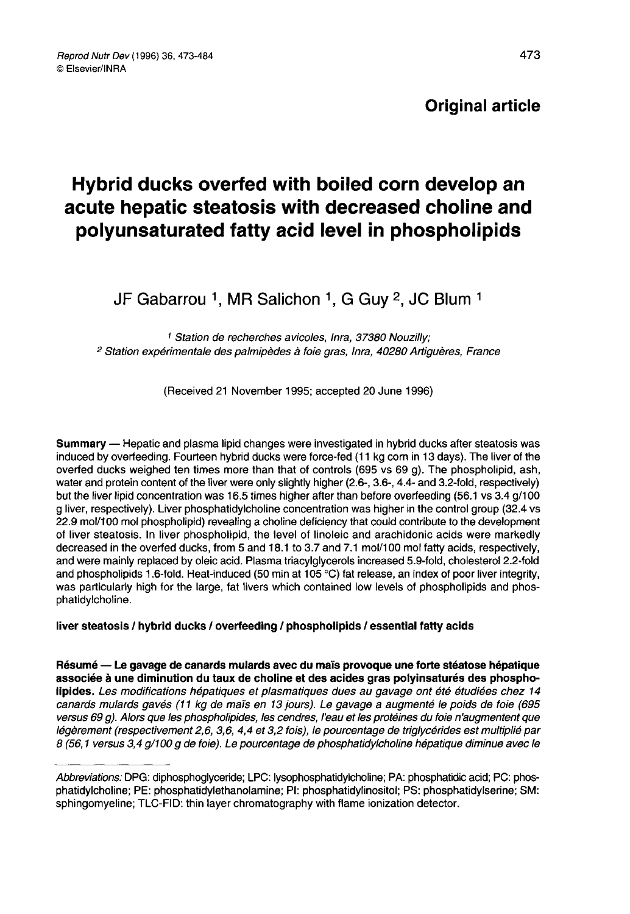Original article

# Hybrid ducks overfed with boiled corn develop an acute hepatic steatosis with decreased choline and polyunsaturated fatty acid level in phospholipids

JF Gabarrou [1], MR Salichon [1], G Guy [2], JC Blum [1]

[1] Station de recherches avicoles, Inra, 37380 Nouzilly;
[2] Station expérimentale des palmipèdes à foie gras, Inra, 40280 Artiguères, France

(Received 21 November 1995; accepted 20 June 1996)

**Summary** — Hepatic and plasma lipid changes were investigated in hybrid ducks after steatosis was induced by overfeeding. Fourteen hybrid ducks were force-fed (11 kg corn in 13 days). The liver of the overfed ducks weighed ten times more than that of controls (695 vs 69 g). The phospholipid, ash, water and protein content of the liver were only slightly higher (2.6-, 3.6-, 4.4- and 3.2-fold, respectively) but the liver lipid concentration was 16.5 times higher after than before overfeeding (56.1 vs 3.4 g/100 g liver, respectively). Liver phosphatidylcholine concentration was higher in the control group (32.4 vs 22.9 mol/100 mol phospholipid) revealing a choline deficiency that could contribute to the development of liver steatosis. In liver phospholipid, the level of linoleic and arachidonic acids were markedly decreased in the overfed ducks, from 5 and 18.1 to 3.7 and 7.1 mol/100 mol fatty acids, respectively, and were mainly replaced by oleic acid. Plasma triacylglycerols increased 5.9-fold, cholesterol 2.2-fold and phospholipids 1.6-fold. Heat-induced (50 min at 105 °C) fat release, an index of poor liver integrity, was particularly high for the large, fat livers which contained low levels of phospholipids and phosphatidylcholine.

**liver steatosis / hybrid ducks / overfeeding / phospholipids / essential fatty acids**

**Résumé** — **Le gavage de canards mulards avec du maïs provoque une forte stéatose hépatique associée à une diminution du taux de choline et des acides gras polyinsaturés des phospholipides.** *Les modifications hépatiques et plasmatiques dues au gavage ont été étudiées chez 14 canards mulards gavés (11 kg de maïs en 13 jours). Le gavage a augmenté le poids de foie (695 versus 69 g). Alors que les phospholipides, les cendres, l'eau et les protéines du foie n'augmentent que légèrement (respectivement 2,6, 3,6, 4,4 et 3,2 fois), le pourcentage de triglycérides est multiplié par 8 (56,1 versus 3,4 g/100 g de foie). Le pourcentage de phosphatidylcholine hépatique diminue avec le*

---

Abbreviations: DPG: diphosphoglyceride; LPC: lysophosphatidylcholine; PA: phosphatidic acid; PC: phosphatidylcholine; PE: phosphatidylethanolamine; PI: phosphatidylinositol; PS: phosphatidylserine; SM: sphingomyeline; TLC-FID: thin layer chromatography with flame ionization detector.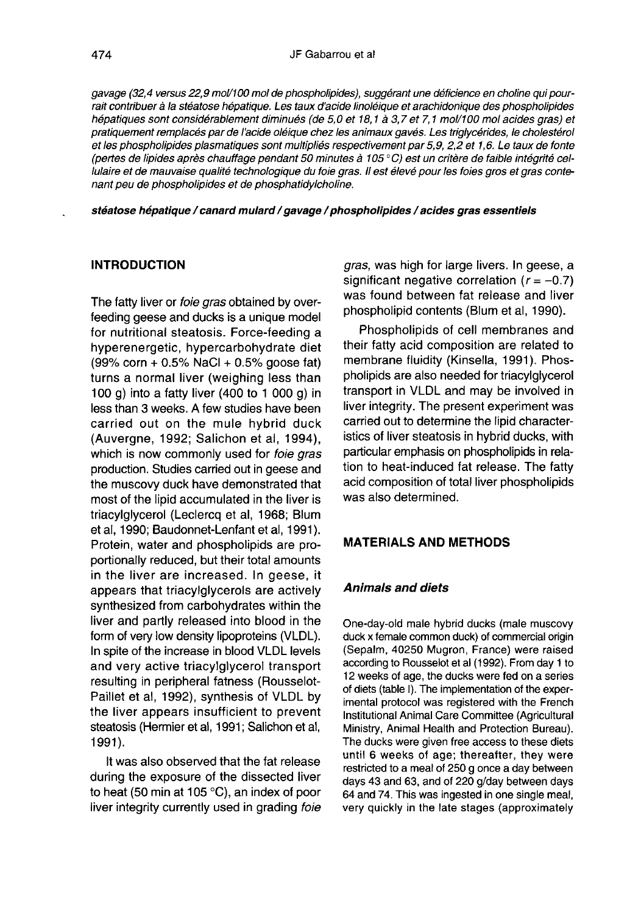*gavage (32,4 versus 22,9 mol/100 mol de phospholipides), suggérant une déficience en choline qui pourrait contribuer à la stéatose hépatique. Les taux d'acide linoléique et arachidonique des phospholipides hépatiques sont considérablement diminués (de 5,0 et 18,1 à 3,7 et 7,1 mol/100 mol acides gras) et pratiquement remplacés par de l'acide oléique chez les animaux gavés. Les triglycérides, le cholestérol et les phospholipides plasmatiques sont multipliés respectivement par 5,9, 2,2 et 1,6. Le taux de fonte (pertes de lipides après chauffage pendant 50 minutes à 105 °C) est un critère de faible intégrité cellulaire et de mauvaise qualité technologique du foie gras. Il est élevé pour les foies gros et gras contenant peu de phospholipides et de phosphatidylcholine.*

***stéatose hépatique / canard mulard / gavage / phospholipides / acides gras essentiels***

## INTRODUCTION

The fatty liver or *foie gras* obtained by overfeeding geese and ducks is a unique model for nutritional steatosis. Force-feeding a hyperenergetic, hypercarbohydrate diet (99% corn + 0.5% NaCl + 0.5% goose fat) turns a normal liver (weighing less than 100 g) into a fatty liver (400 to 1 000 g) in less than 3 weeks. A few studies have been carried out on the mule hybrid duck (Auvergne, 1992; Salichon et al, 1994), which is now commonly used for *foie gras* production. Studies carried out in geese and the muscovy duck have demonstrated that most of the lipid accumulated in the liver is triacylglycerol (Leclercq et al, 1968; Blum et al, 1990; Baudonnet-Lenfant et al, 1991). Protein, water and phospholipids are proportionally reduced, but their total amounts in the liver are increased. In geese, it appears that triacylglycerols are actively synthesized from carbohydrates within the liver and partly released into blood in the form of very low density lipoproteins (VLDL). In spite of the increase in blood VLDL levels and very active triacylglycerol transport resulting in peripheral fatness (Rousselot-Paillet et al, 1992), synthesis of VLDL by the liver appears insufficient to prevent steatosis (Hermier et al, 1991; Salichon et al, 1991).

It was also observed that the fat release during the exposure of the dissected liver to heat (50 min at 105 °C), an index of poor liver integrity currently used in grading *foie gras*, was high for large livers. In geese, a significant negative correlation ($r = -0.7$) was found between fat release and liver phospholipid contents (Blum et al, 1990).

Phospholipids of cell membranes and their fatty acid composition are related to membrane fluidity (Kinsella, 1991). Phospholipids are also needed for triacylglycerol transport in VLDL and may be involved in liver integrity. The present experiment was carried out to determine the lipid characteristics of liver steatosis in hybrid ducks, with particular emphasis on phospholipids in relation to heat-induced fat release. The fatty acid composition of total liver phospholipids was also determined.

## MATERIALS AND METHODS

### *Animals and diets*

One-day-old male hybrid ducks (male muscovy duck x female common duck) of commercial origin (Sepalm, 40250 Mugron, France) were raised according to Rousselot et al (1992). From day 1 to 12 weeks of age, the ducks were fed on a series of diets (table I). The implementation of the experimental protocol was registered with the French Institutional Animal Care Committee (Agricultural Ministry, Animal Health and Protection Bureau). The ducks were given free access to these diets until 6 weeks of age; thereafter, they were restricted to a meal of 250 g once a day between days 43 and 63, and of 220 g/day between days 64 and 74. This was ingested in one single meal, very quickly in the late stages (approximately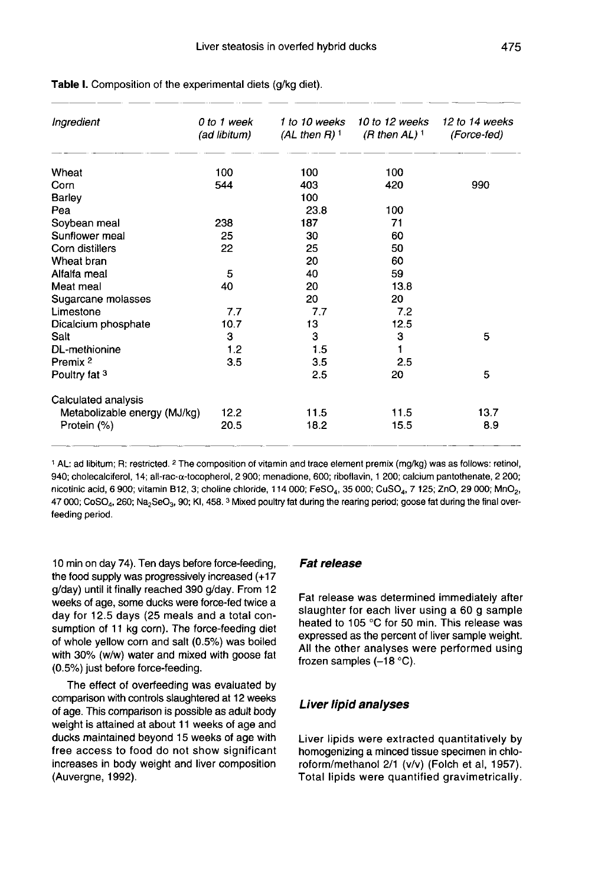**Table I.** Composition of the experimental diets (g/kg diet).

| *Ingredient* | *0 to 1 week (ad libitum)* | *1 to 10 weeks (AL then R)* [1] | *10 to 12 weeks (R then AL)* [1] | *12 to 14 weeks (Force-fed)* |
|---|---|---|---|---|
| Wheat | 100 | 100 | 100 | |
| Corn | 544 | 403 | 420 | 990 |
| Barley | | 100 | | |
| Pea | | 23.8 | 100 | |
| Soybean meal | 238 | 187 | 71 | |
| Sunflower meal | 25 | 30 | 60 | |
| Corn distillers | 22 | 25 | 50 | |
| Wheat bran | | 20 | 60 | |
| Alfalfa meal | 5 | 40 | 59 | |
| Meat meal | 40 | 20 | 13.8 | |
| Sugarcane molasses | | 20 | 20 | |
| Limestone | 7.7 | 7.7 | 7.2 | |
| Dicalcium phosphate | 10.7 | 13 | 12.5 | |
| Salt | 3 | 3 | 3 | 5 |
| DL-methionine | 1.2 | 1.5 | 1 | |
| Premix [2] | 3.5 | 3.5 | 2.5 | |
| Poultry fat [3] | | 2.5 | 20 | 5 |
| Calculated analysis | | | | |
| Metabolizable energy (MJ/kg) | 12.2 | 11.5 | 11.5 | 13.7 |
| Protein (%) | 20.5 | 18.2 | 15.5 | 8.9 |

[1] AL: ad libitum; R: restricted. [2] The composition of vitamin and trace element premix (mg/kg) was as follows: retinol, 940; cholecalciferol, 14; all-rac-α-tocopherol, 2 900; menadione, 600; riboflavin, 1 200; calcium pantothenate, 2 200; nicotinic acid, 6 900; vitamin B12, 3; choline chloride, 114 000; $FeSO_4$, 35 000; $CuSO_4$, 7 125; ZnO, 29 000; $MnO_2$, 47 000; $CoSO_4$, 260; $Na_2SeO_3$, 90; KI, 458. [3] Mixed poultry fat during the rearing period; goose fat during the final overfeeding period.

10 min on day 74). Ten days before force-feeding, the food supply was progressively increased (+17 g/day) until it finally reached 390 g/day. From 12 weeks of age, some ducks were force-fed twice a day for 12.5 days (25 meals and a total consumption of 11 kg corn). The force-feeding diet of whole yellow corn and salt (0.5%) was boiled with 30% (w/w) water and mixed with goose fat (0.5%) just before force-feeding.

The effect of overfeeding was evaluated by comparison with controls slaughtered at 12 weeks of age. This comparison is possible as adult body weight is attained at about 11 weeks of age and ducks maintained beyond 15 weeks of age with free access to food do not show significant increases in body weight and liver composition (Auvergne, 1992).

### *Fat release*

Fat release was determined immediately after slaughter for each liver using a 60 g sample heated to 105 °C for 50 min. This release was expressed as the percent of liver sample weight. All the other analyses were performed using frozen samples (–18 °C).

### *Liver lipid analyses*

Liver lipids were extracted quantitatively by homogenizing a minced tissue specimen in chloroform/methanol 2/1 (v/v) (Folch et al, 1957). Total lipids were quantified gravimetrically.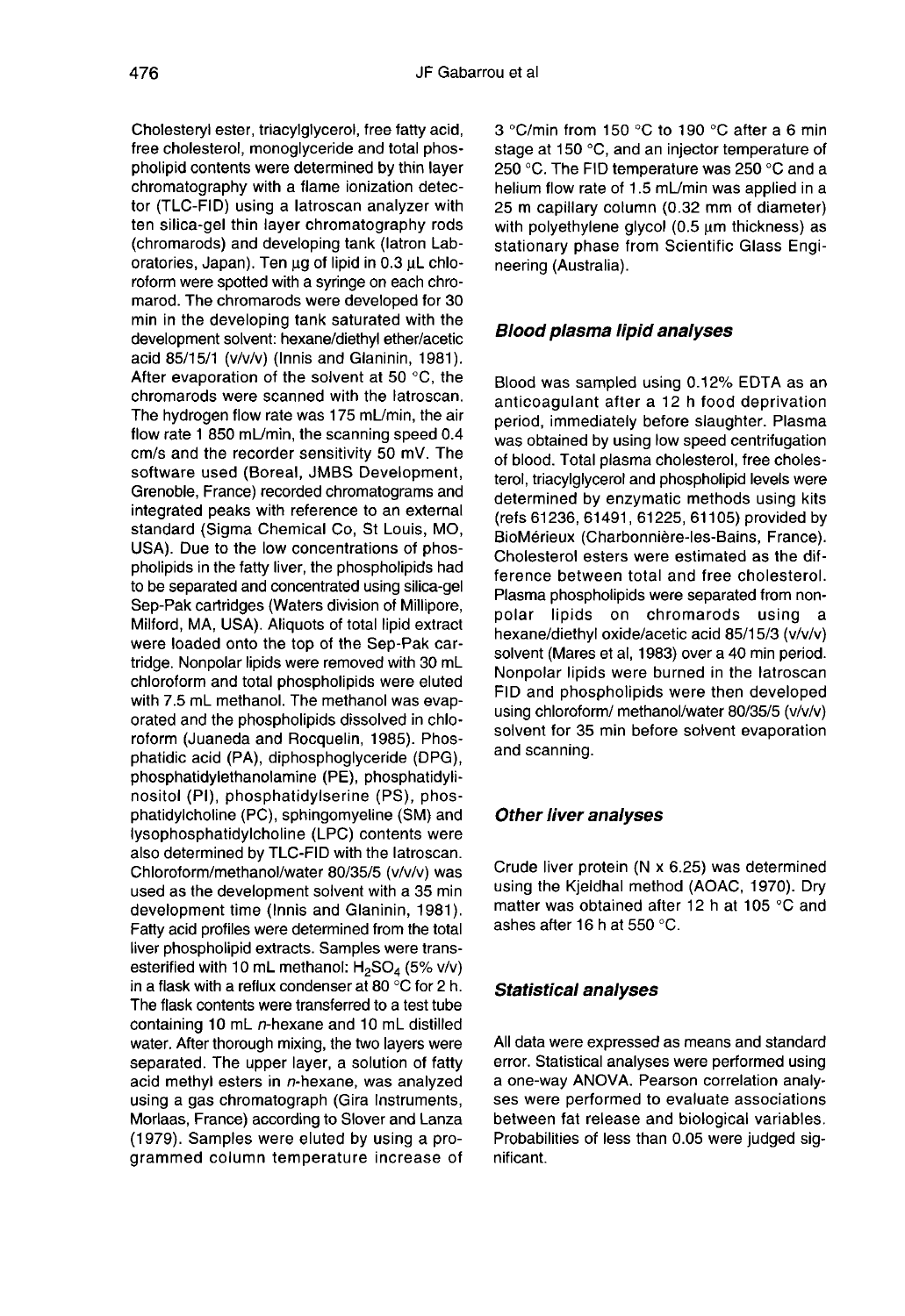Cholesteryl ester, triacylglycerol, free fatty acid, free cholesterol, monoglyceride and total phospholipid contents were determined by thin layer chromatography with a flame ionization detector (TLC-FID) using a Iatroscan analyzer with ten silica-gel thin layer chromatography rods (chromarods) and developing tank (Iatron Laboratories, Japan). Ten μg of lipid in 0.3 μL chloroform were spotted with a syringe on each chromarod. The chromarods were developed for 30 min in the developing tank saturated with the development solvent: hexane/diethyl ether/acetic acid 85/15/1 (v/v/v) (Innis and Glaninin, 1981). After evaporation of the solvent at 50 °C, the chromarods were scanned with the Iatroscan. The hydrogen flow rate was 175 mL/min, the air flow rate 1 850 mL/min, the scanning speed 0.4 cm/s and the recorder sensitivity 50 mV. The software used (Boreal, JMBS Development, Grenoble, France) recorded chromatograms and integrated peaks with reference to an external standard (Sigma Chemical Co, St Louis, MO, USA). Due to the low concentrations of phospholipids in the fatty liver, the phospholipids had to be separated and concentrated using silica-gel Sep-Pak cartridges (Waters division of Millipore, Milford, MA, USA). Aliquots of total lipid extract were loaded onto the top of the Sep-Pak cartridge. Nonpolar lipids were removed with 30 mL chloroform and total phospholipids were eluted with 7.5 mL methanol. The methanol was evaporated and the phospholipids dissolved in chloroform (Juaneda and Rocquelin, 1985). Phosphatidic acid (PA), diphosphoglyceride (DPG), phosphatidylethanolamine (PE), phosphatidylinositol (PI), phosphatidylserine (PS), phosphatidylcholine (PC), sphingomyeline (SM) and lysophosphatidylcholine (LPC) contents were also determined by TLC-FID with the Iatroscan. Chloroform/methanol/water 80/35/5 (v/v/v) was used as the development solvent with a 35 min development time (Innis and Glaninin, 1981). Fatty acid profiles were determined from the total liver phospholipid extracts. Samples were transesterified with 10 mL methanol: $H_2SO_4$ (5% v/v) in a flask with a reflux condenser at 80 °C for 2 h. The flask contents were transferred to a test tube containing 10 mL *n*-hexane and 10 mL distilled water. After thorough mixing, the two layers were separated. The upper layer, a solution of fatty acid methyl esters in *n*-hexane, was analyzed using a gas chromatograph (Gira Instruments, Morlaas, France) according to Slover and Lanza (1979). Samples were eluted by using a programmed column temperature increase of 3 °C/min from 150 °C to 190 °C after a 6 min stage at 150 °C, and an injector temperature of 250 °C. The FID temperature was 250 °C and a helium flow rate of 1.5 mL/min was applied in a 25 m capillary column (0.32 mm of diameter) with polyethylene glycol (0.5 μm thickness) as stationary phase from Scientific Glass Engineering (Australia).

### Blood plasma lipid analyses

Blood was sampled using 0.12% EDTA as an anticoagulant after a 12 h food deprivation period, immediately before slaughter. Plasma was obtained by using low speed centrifugation of blood. Total plasma cholesterol, free cholesterol, triacylglycerol and phospholipid levels were determined by enzymatic methods using kits (refs 61236, 61491, 61225, 61105) provided by BioMérieux (Charbonnière-les-Bains, France). Cholesterol esters were estimated as the difference between total and free cholesterol. Plasma phospholipids were separated from nonpolar lipids on chromarods using a hexane/diethyl oxide/acetic acid 85/15/3 (v/v/v) solvent (Mares et al, 1983) over a 40 min period. Nonpolar lipids were burned in the Iatroscan FID and phospholipids were then developed using chloroform/ methanol/water 80/35/5 (v/v/v) solvent for 35 min before solvent evaporation and scanning.

### Other liver analyses

Crude liver protein (N x 6.25) was determined using the Kjeldhal method (AOAC, 1970). Dry matter was obtained after 12 h at 105 °C and ashes after 16 h at 550 °C.

### Statistical analyses

All data were expressed as means and standard error. Statistical analyses were performed using a one-way ANOVA. Pearson correlation analyses were performed to evaluate associations between fat release and biological variables. Probabilities of less than 0.05 were judged significant.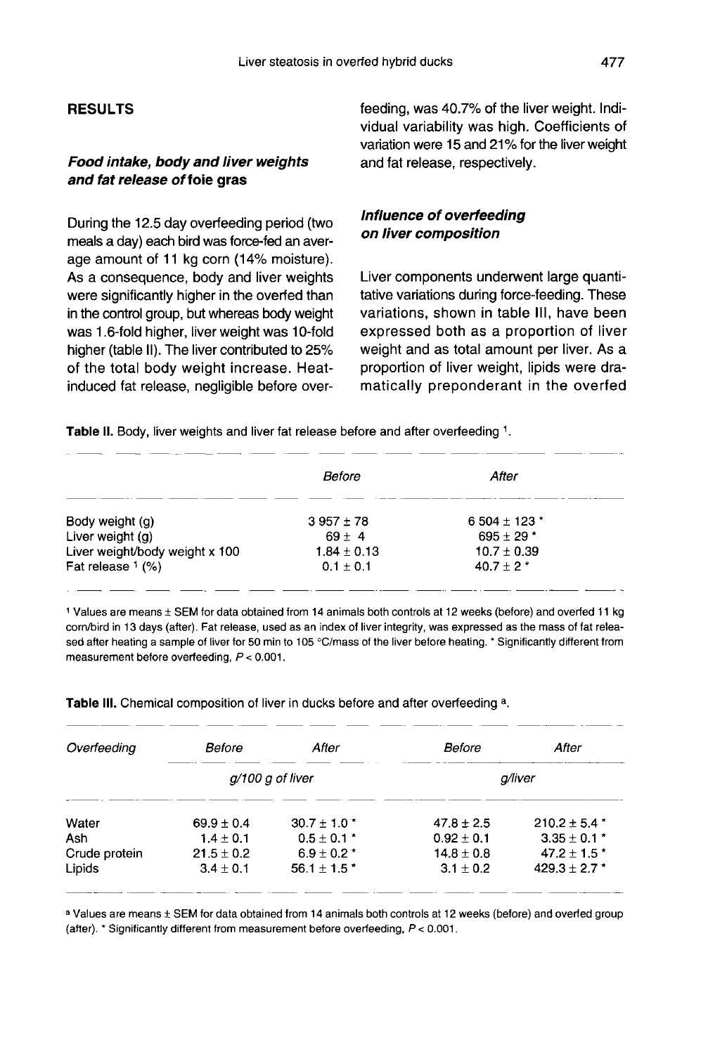## RESULTS

### *Food intake, body and liver weights and fat release of* foie gras

During the 12.5 day overfeeding period (two meals a day) each bird was force-fed an average amount of 11 kg corn (14% moisture). As a consequence, body and liver weights were significantly higher in the overfed than in the control group, but whereas body weight was 1.6-fold higher, liver weight was 10-fold higher (table II). The liver contributed to 25% of the total body weight increase. Heat-induced fat release, negligible before overfeeding, was 40.7% of the liver weight. Individual variability was high. Coefficients of variation were 15 and 21% for the liver weight and fat release, respectively.

### *Influence of overfeeding on liver composition*

Liver components underwent large quantitative variations during force-feeding. These variations, shown in table III, have been expressed both as a proportion of liver weight and as total amount per liver. As a proportion of liver weight, lipids were dramatically preponderant in the overfed

**Table II.** Body, liver weights and liver fat release before and after overfeeding [1].

| | *Before* | *After* |
|---|---|---|
| Body weight (g) | 3 957 ± 78 | 6 504 ± 123 * |
| Liver weight (g) | 69 ± 4 | 695 ± 29 * |
| Liver weight/body weight x 100 | 1.84 ± 0.13 | 10.7 ± 0.39 |
| Fat release [1] (%) | 0.1 ± 0.1 | 40.7 ± 2 * |

[1] Values are means ± SEM for data obtained from 14 animals both controls at 12 weeks (before) and overfed 11 kg corn/bird in 13 days (after). Fat release, used as an index of liver integrity, was expressed as the mass of fat released after heating a sample of liver for 50 min to 105 °C/mass of the liver before heating. * Significantly different from measurement before overfeeding, $P < 0.001$.

**Table III.** Chemical composition of liver in ducks before and after overfeeding [a].

| *Overfeeding* | *Before* | *After* | *Before* | *After* |
|---|---|---|---|---|
| | *g/100 g of liver* | | *g/liver* | |
| Water | 69.9 ± 0.4 | 30.7 ± 1.0 * | 47.8 ± 2.5 | 210.2 ± 5.4 * |
| Ash | 1.4 ± 0.1 | 0.5 ± 0.1 * | 0.92 ± 0.1 | 3.35 ± 0.1 * |
| Crude protein | 21.5 ± 0.2 | 6.9 ± 0.2 * | 14.8 ± 0.8 | 47.2 ± 1.5 * |
| Lipids | 3.4 ± 0.1 | 56.1 ± 1.5 * | 3.1 ± 0.2 | 429.3 ± 2.7 * |

[a] Values are means ± SEM for data obtained from 14 animals both controls at 12 weeks (before) and overfed group (after). * Significantly different from measurement before overfeeding, $P < 0.001$.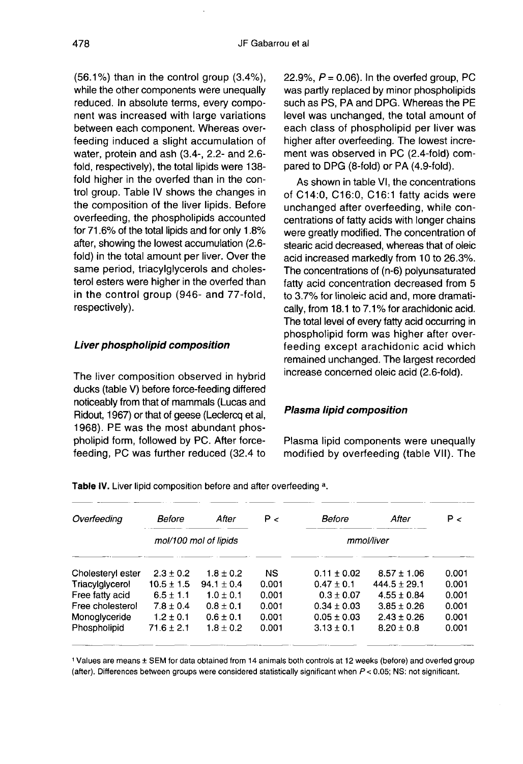(56.1%) than in the control group (3.4%), while the other components were unequally reduced. In absolute terms, every component was increased with large variations between each component. Whereas overfeeding induced a slight accumulation of water, protein and ash (3.4-, 2.2- and 2.6-fold, respectively), the total lipids were 138-fold higher in the overfed than in the control group. Table IV shows the changes in the composition of the liver lipids. Before overfeeding, the phospholipids accounted for 71.6% of the total lipids and for only 1.8% after, showing the lowest accumulation (2.6-fold) in the total amount per liver. Over the same period, triacylglycerols and cholesterol esters were higher in the overfed than in the control group (946- and 77-fold, respectively).

### *Liver phospholipid composition*

The liver composition observed in hybrid ducks (table V) before force-feeding differed noticeably from that of mammals (Lucas and Ridout, 1967) or that of geese (Leclercq et al, 1968). PE was the most abundant phospholipid form, followed by PC. After force-feeding, PC was further reduced (32.4 to 22.9%, $P = 0.06$). In the overfed group, PC was partly replaced by minor phospholipids such as PS, PA and DPG. Whereas the PE level was unchanged, the total amount of each class of phospholipid per liver was higher after overfeeding. The lowest increment was observed in PC (2.4-fold) compared to DPG (8-fold) or PA (4.9-fold).

As shown in table VI, the concentrations of C14:0, C16:0, C16:1 fatty acids were unchanged after overfeeding, while concentrations of fatty acids with longer chains were greatly modified. The concentration of stearic acid decreased, whereas that of oleic acid increased markedly from 10 to 26.3%. The concentrations of (n-6) polyunsaturated fatty acid concentration decreased from 5 to 3.7% for linoleic acid and, more dramatically, from 18.1 to 7.1% for arachidonic acid. The total level of every fatty acid occurring in phospholipid form was higher after overfeeding except arachidonic acid which remained unchanged. The largest recorded increase concerned oleic acid (2.6-fold).

### *Plasma lipid composition*

Plasma lipid components were unequally modified by overfeeding (table VII). The

**Table IV.** Liver lipid composition before and after overfeeding [a].

| *Overfeeding* | *Before* | *After* | P < | *Before* | *After* | P < |
|---|---|---|---|---|---|---|
| | *mol/100 mol of lipids* | | | *mmol/liver* | | |
| Cholesteryl ester | 2.3 ± 0.2 | 1.8 ± 0.2 | NS | 0.11 ± 0.02 | 8.57 ± 1.06 | 0.001 |
| Triacylglycerol | 10.5 ± 1.5 | 94.1 ± 0.4 | 0.001 | 0.47 ± 0.1 | 444.5 ± 29.1 | 0.001 |
| Free fatty acid | 6.5 ± 1.1 | 1.0 ± 0.1 | 0.001 | 0.3 ± 0.07 | 4.55 ± 0.84 | 0.001 |
| Free cholesterol | 7.8 ± 0.4 | 0.8 ± 0.1 | 0.001 | 0.34 ± 0.03 | 3.85 ± 0.26 | 0.001 |
| Monoglyceride | 1.2 ± 0.1 | 0.6 ± 0.1 | 0.001 | 0.05 ± 0.03 | 2.43 ± 0.26 | 0.001 |
| Phospholipid | 71.6 ± 2.1 | 1.8 ± 0.2 | 0.001 | 3.13 ± 0.1 | 8.20 ± 0.8 | 0.001 |

[1] Values are means ± SEM for data obtained from 14 animals both controls at 12 weeks (before) and overfed group (after). Differences between groups were considered statistically significant when $P < 0.05$; NS: not significant.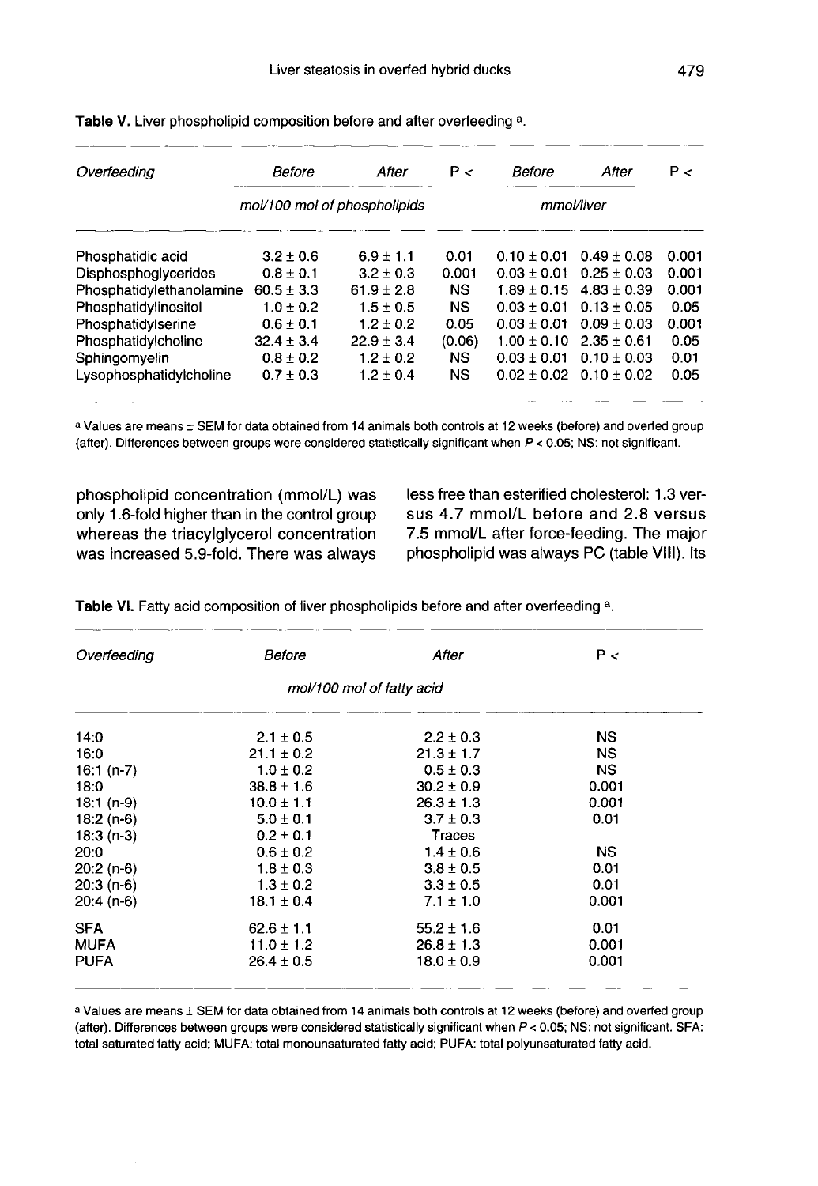**Table V.** Liver phospholipid composition before and after overfeeding [a].

| *Overfeeding* | *Before* | *After* | P < | *Before* | *After* | P < |
|---|---|---|---|---|---|---|
| | *mol/100 mol of phospholipids* | | | *mmol/liver* | | |
| Phosphatidic acid | 3.2 ± 0.6 | 6.9 ± 1.1 | 0.01 | 0.10 ± 0.01 | 0.49 ± 0.08 | 0.001 |
| Disphosphoglycerides | 0.8 ± 0.1 | 3.2 ± 0.3 | 0.001 | 0.03 ± 0.01 | 0.25 ± 0.03 | 0.001 |
| Phosphatidylethanolamine | 60.5 ± 3.3 | 61.9 ± 2.8 | NS | 1.89 ± 0.15 | 4.83 ± 0.39 | 0.001 |
| Phosphatidylinositol | 1.0 ± 0.2 | 1.5 ± 0.5 | NS | 0.03 ± 0.01 | 0.13 ± 0.05 | 0.05 |
| Phosphatidylserine | 0.6 ± 0.1 | 1.2 ± 0.2 | 0.05 | 0.03 ± 0.01 | 0.09 ± 0.03 | 0.001 |
| Phosphatidylcholine | 32.4 ± 3.4 | 22.9 ± 3.4 | (0.06) | 1.00 ± 0.10 | 2.35 ± 0.61 | 0.05 |
| Sphingomyelin | 0.8 ± 0.2 | 1.2 ± 0.2 | NS | 0.03 ± 0.01 | 0.10 ± 0.03 | 0.01 |
| Lysophosphatidylcholine | 0.7 ± 0.3 | 1.2 ± 0.4 | NS | 0.02 ± 0.02 | 0.10 ± 0.02 | 0.05 |

[a] Values are means ± SEM for data obtained from 14 animals both controls at 12 weeks (before) and overfed group (after). Differences between groups were considered statistically significant when $P < 0.05$; NS: not significant.

phospholipid concentration (mmol/L) was only 1.6-fold higher than in the control group whereas the triacylglycerol concentration was increased 5.9-fold. There was always less free than esterified cholesterol: 1.3 versus 4.7 mmol/L before and 2.8 versus 7.5 mmol/L after force-feeding. The major phospholipid was always PC (table VIII). Its

**Table VI.** Fatty acid composition of liver phospholipids before and after overfeeding [a].

| *Overfeeding* | *Before* | *After* | P < |
|---|---|---|---|
| | *mol/100 mol of fatty acid* | | |
| 14:0 | 2.1 ± 0.5 | 2.2 ± 0.3 | NS |
| 16:0 | 21.1 ± 0.2 | 21.3 ± 1.7 | NS |
| 16:1 (n-7) | 1.0 ± 0.2 | 0.5 ± 0.3 | NS |
| 18:0 | 38.8 ± 1.6 | 30.2 ± 0.9 | 0.001 |
| 18:1 (n-9) | 10.0 ± 1.1 | 26.3 ± 1.3 | 0.001 |
| 18:2 (n-6) | 5.0 ± 0.1 | 3.7 ± 0.3 | 0.01 |
| 18:3 (n-3) | 0.2 ± 0.1 | Traces | |
| 20:0 | 0.6 ± 0.2 | 1.4 ± 0.6 | NS |
| 20:2 (n-6) | 1.8 ± 0.3 | 3.8 ± 0.5 | 0.01 |
| 20:3 (n-6) | 1.3 ± 0.2 | 3.3 ± 0.5 | 0.01 |
| 20:4 (n-6) | 18.1 ± 0.4 | 7.1 ± 1.0 | 0.001 |
| SFA | 62.6 ± 1.1 | 55.2 ± 1.6 | 0.01 |
| MUFA | 11.0 ± 1.2 | 26.8 ± 1.3 | 0.001 |
| PUFA | 26.4 ± 0.5 | 18.0 ± 0.9 | 0.001 |

[a] Values are means ± SEM for data obtained from 14 animals both controls at 12 weeks (before) and overfed group (after). Differences between groups were considered statistically significant when $P < 0.05$; NS: not significant. SFA: total saturated fatty acid; MUFA: total monounsaturated fatty acid; PUFA: total polyunsaturated fatty acid.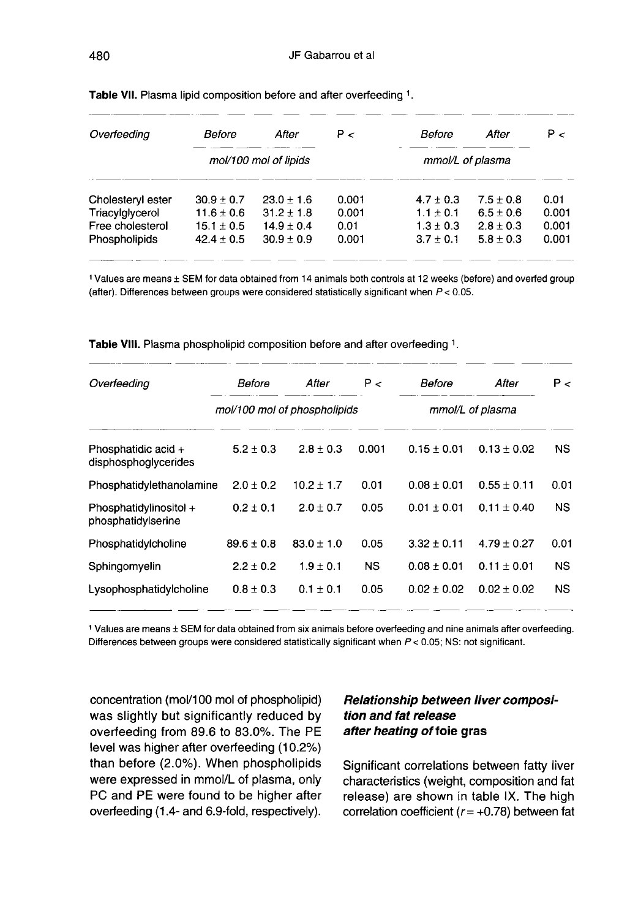**Table VII.** Plasma lipid composition before and after overfeeding [1].

| Overfeeding | Before | After | P < | Before | After | P < |
|---|---|---|---|---|---|---|
| | mol/100 mol of lipids | | | mmol/L of plasma | | |
| Cholesteryl ester | 30.9 ± 0.7 | 23.0 ± 1.6 | 0.001 | 4.7 ± 0.3 | 7.5 ± 0.8 | 0.01 |
| Triacylglycerol | 11.6 ± 0.6 | 31.2 ± 1.8 | 0.001 | 1.1 ± 0.1 | 6.5 ± 0.6 | 0.001 |
| Free cholesterol | 15.1 ± 0.5 | 14.9 ± 0.4 | 0.01 | 1.3 ± 0.3 | 2.8 ± 0.3 | 0.001 |
| Phospholipids | 42.4 ± 0.5 | 30.9 ± 0.9 | 0.001 | 3.7 ± 0.1 | 5.8 ± 0.3 | 0.001 |

[1] Values are means ± SEM for data obtained from 14 animals both controls at 12 weeks (before) and overfed group (after). Differences between groups were considered statistically significant when $P < 0.05$.

**Table VIII.** Plasma phospholipid composition before and after overfeeding [1].

| Overfeeding | Before | After | P < | Before | After | P < |
|---|---|---|---|---|---|---|
| | mol/100 mol of phospholipids | | | mmol/L of plasma | | |
| Phosphatidic acid + disphosphoglycerides | 5.2 ± 0.3 | 2.8 ± 0.3 | 0.001 | 0.15 ± 0.01 | 0.13 ± 0.02 | NS |
| Phosphatidylethanolamine | 2.0 ± 0.2 | 10.2 ± 1.7 | 0.01 | 0.08 ± 0.01 | 0.55 ± 0.11 | 0.01 |
| Phosphatidylinositol + phosphatidylserine | 0.2 ± 0.1 | 2.0 ± 0.7 | 0.05 | 0.01 ± 0.01 | 0.11 ± 0.40 | NS |
| Phosphatidylcholine | 89.6 ± 0.8 | 83.0 ± 1.0 | 0.05 | 3.32 ± 0.11 | 4.79 ± 0.27 | 0.01 |
| Sphingomyelin | 2.2 ± 0.2 | 1.9 ± 0.1 | NS | 0.08 ± 0.01 | 0.11 ± 0.01 | NS |
| Lysophosphatidylcholine | 0.8 ± 0.3 | 0.1 ± 0.1 | 0.05 | 0.02 ± 0.02 | 0.02 ± 0.02 | NS |

[1] Values are means ± SEM for data obtained from six animals before overfeeding and nine animals after overfeeding. Differences between groups were considered statistically significant when $P < 0.05$; NS: not significant.

concentration (mol/100 mol of phospholipid) was slightly but significantly reduced by overfeeding from 89.6 to 83.0%. The PE level was higher after overfeeding (10.2%) than before (2.0%). When phospholipids were expressed in mmol/L of plasma, only PC and PE were found to be higher after overfeeding (1.4- and 6.9-fold, respectively).

### *Relationship between liver composition and fat release after heating of* foie gras

Significant correlations between fatty liver characteristics (weight, composition and fat release) are shown in table IX. The high correlation coefficient ($r = +0.78$) between fat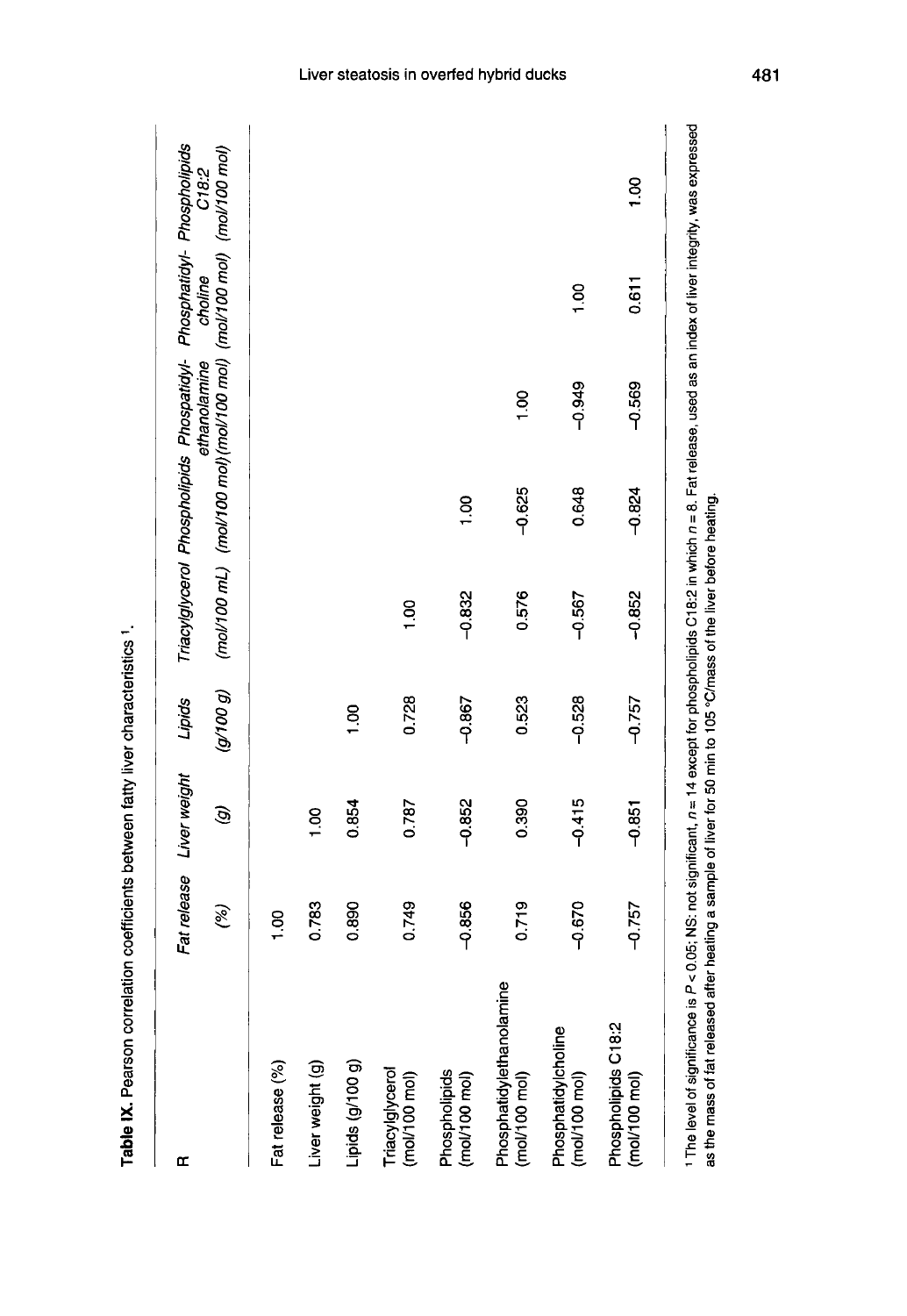**Table IX.** Pearson correlation coefficients between fatty liver characteristics [1].

| R | Fat release (%) | Liver weight (g) | Lipids (g/100 g) | Triacylglycerol (mol/100 mL) | Phospholipids (mol/100 mol) | Phospatidyl-ethanolamine (mol/100 mol) | Phosphatidyl-choline (mol/100 mol) | Phospholipids C18:2 (mol/100 mol) |
|---|---|---|---|---|---|---|---|---|
| Fat release (%) | 1.00 | | | | | | | |
| Liver weight (g) | 0.783 | 1.00 | | | | | | |
| Lipids (g/100 g) | 0.890 | 0.854 | 1.00 | | | | | |
| Triacylglycerol (mol/100 mol) | 0.749 | 0.787 | 0.728 | 1.00 | | | | |
| Phospholipids (mol/100 mol) | −0.856 | −0.852 | −0.867 | −0.832 | 1.00 | | | |
| Phosphatidylethanolamine (mol/100 mol) | 0.719 | 0.390 | 0.523 | 0.576 | −0.625 | 1.00 | | |
| Phosphatidylcholine (mol/100 mol) | −0.670 | −0.415 | −0.528 | −0.567 | 0.648 | −0.949 | 1.00 | |
| Phospholipids C18:2 (mol/100 mol) | −0.757 | −0.851 | −0.757 | −0.852 | −0.824 | −0.569 | 0.611 | 1.00 |

[1] The level of significance is $P < 0.05$; NS: not significant, $n = 14$ except for phospholipids C18:2 in which $n = 8$. Fat release, used as an index of liver integrity, was expressed as the mass of fat released after heating a sample of liver for 50 min to 105 °C/mass of the liver before heating.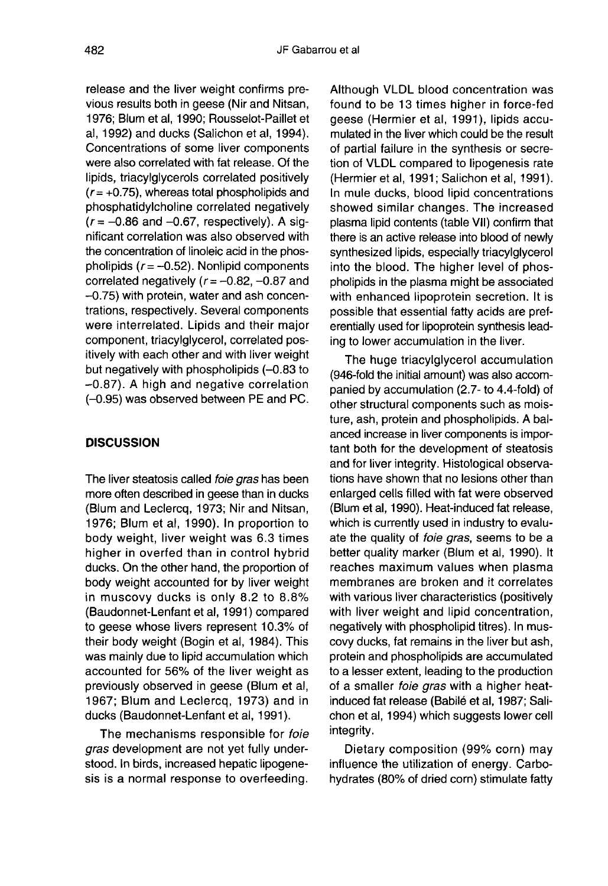release and the liver weight confirms previous results both in geese (Nir and Nitsan, 1976; Blum et al, 1990; Rousselot-Paillet et al, 1992) and ducks (Salichon et al, 1994). Concentrations of some liver components were also correlated with fat release. Of the lipids, triacylglycerols correlated positively ($r = +0.75$), whereas total phospholipids and phosphatidylcholine correlated negatively ($r = -0.86$ and $-0.67$, respectively). A significant correlation was also observed with the concentration of linoleic acid in the phospholipids ($r = -0.52$). Nonlipid components correlated negatively ($r = -0.82$, $-0.87$ and $-0.75$) with protein, water and ash concentrations, respectively. Several components were interrelated. Lipids and their major component, triacylglycerol, correlated positively with each other and with liver weight but negatively with phospholipids (–0.83 to –0.87). A high and negative correlation (–0.95) was observed between PE and PC.

## DISCUSSION

The liver steatosis called *foie gras* has been more often described in geese than in ducks (Blum and Leclercq, 1973; Nir and Nitsan, 1976; Blum et al, 1990). In proportion to body weight, liver weight was 6.3 times higher in overfed than in control hybrid ducks. On the other hand, the proportion of body weight accounted for by liver weight in muscovy ducks is only 8.2 to 8.8% (Baudonnet-Lenfant et al, 1991) compared to geese whose livers represent 10.3% of their body weight (Bogin et al, 1984). This was mainly due to lipid accumulation which accounted for 56% of the liver weight as previously observed in geese (Blum et al, 1967; Blum and Leclercq, 1973) and in ducks (Baudonnet-Lenfant et al, 1991).

The mechanisms responsible for *foie gras* development are not yet fully understood. In birds, increased hepatic lipogenesis is a normal response to overfeeding. Although VLDL blood concentration was found to be 13 times higher in force-fed geese (Hermier et al, 1991), lipids accumulated in the liver which could be the result of partial failure in the synthesis or secretion of VLDL compared to lipogenesis rate (Hermier et al, 1991; Salichon et al, 1991). In mule ducks, blood lipid concentrations showed similar changes. The increased plasma lipid contents (table VII) confirm that there is an active release into blood of newly synthesized lipids, especially triacylglycerol into the blood. The higher level of phospholipids in the plasma might be associated with enhanced lipoprotein secretion. It is possible that essential fatty acids are preferentially used for lipoprotein synthesis leading to lower accumulation in the liver.

The huge triacylglycerol accumulation (946-fold the initial amount) was also accompanied by accumulation (2.7- to 4.4-fold) of other structural components such as moisture, ash, protein and phospholipids. A balanced increase in liver components is important both for the development of steatosis and for liver integrity. Histological observations have shown that no lesions other than enlarged cells filled with fat were observed (Blum et al, 1990). Heat-induced fat release, which is currently used in industry to evaluate the quality of *foie gras*, seems to be a better quality marker (Blum et al, 1990). It reaches maximum values when plasma membranes are broken and it correlates with various liver characteristics (positively with liver weight and lipid concentration, negatively with phospholipid titres). In muscovy ducks, fat remains in the liver but ash, protein and phospholipids are accumulated to a lesser extent, leading to the production of a smaller *foie gras* with a higher heat-induced fat release (Babilé et al, 1987; Salichon et al, 1994) which suggests lower cell integrity.

Dietary composition (99% corn) may influence the utilization of energy. Carbohydrates (80% of dried corn) stimulate fatty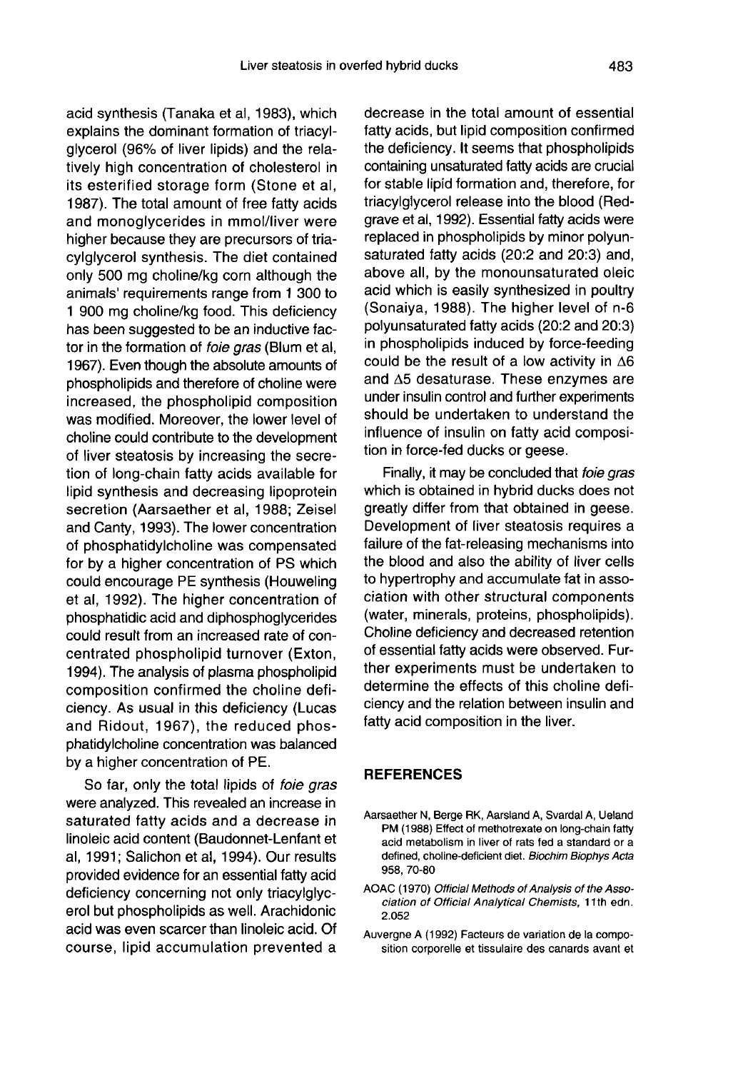acid synthesis (Tanaka et al, 1983), which explains the dominant formation of triacylglycerol (96% of liver lipids) and the relatively high concentration of cholesterol in its esterified storage form (Stone et al, 1987). The total amount of free fatty acids and monoglycerides in mmol/liver were higher because they are precursors of triacylglycerol synthesis. The diet contained only 500 mg choline/kg corn although the animals' requirements range from 1 300 to 1 900 mg choline/kg food. This deficiency has been suggested to be an inductive factor in the formation of *foie gras* (Blum et al, 1967). Even though the absolute amounts of phospholipids and therefore of choline were increased, the phospholipid composition was modified. Moreover, the lower level of choline could contribute to the development of liver steatosis by increasing the secretion of long-chain fatty acids available for lipid synthesis and decreasing lipoprotein secretion (Aarsaether et al, 1988; Zeisel and Canty, 1993). The lower concentration of phosphatidylcholine was compensated for by a higher concentration of PS which could encourage PE synthesis (Houweling et al, 1992). The higher concentration of phosphatidic acid and diphosphoglycerides could result from an increased rate of concentrated phospholipid turnover (Exton, 1994). The analysis of plasma phospholipid composition confirmed the choline deficiency. As usual in this deficiency (Lucas and Ridout, 1967), the reduced phosphatidylcholine concentration was balanced by a higher concentration of PE.

So far, only the total lipids of *foie gras* were analyzed. This revealed an increase in saturated fatty acids and a decrease in linoleic acid content (Baudonnet-Lenfant et al, 1991; Salichon et al, 1994). Our results provided evidence for an essential fatty acid deficiency concerning not only triacylglycerol but phospholipids as well. Arachidonic acid was even scarcer than linoleic acid. Of course, lipid accumulation prevented a decrease in the total amount of essential fatty acids, but lipid composition confirmed the deficiency. It seems that phospholipids containing unsaturated fatty acids are crucial for stable lipid formation and, therefore, for triacylglycerol release into the blood (Redgrave et al, 1992). Essential fatty acids were replaced in phospholipids by minor polyunsaturated fatty acids (20:2 and 20:3) and, above all, by the monounsaturated oleic acid which is easily synthesized in poultry (Sonaiya, 1988). The higher level of n-6 polyunsaturated fatty acids (20:2 and 20:3) in phospholipids induced by force-feeding could be the result of a low activity in $\Delta 6$ and $\Delta 5$ desaturase. These enzymes are under insulin control and further experiments should be undertaken to understand the influence of insulin on fatty acid composition in force-fed ducks or geese.

Finally, it may be concluded that *foie gras* which is obtained in hybrid ducks does not greatly differ from that obtained in geese. Development of liver steatosis requires a failure of the fat-releasing mechanisms into the blood and also the ability of liver cells to hypertrophy and accumulate fat in association with other structural components (water, minerals, proteins, phospholipids). Choline deficiency and decreased retention of essential fatty acids were observed. Further experiments must be undertaken to determine the effects of this choline deficiency and the relation between insulin and fatty acid composition in the liver.

## REFERENCES

Aarsaether N, Berge RK, Aarsland A, Svardal A, Ueland PM (1988) Effect of methotrexate on long-chain fatty acid metabolism in liver of rats fed a standard or a defined, choline-deficient diet. *Biochim Biophys Acta* 958, 70-80

AOAC (1970) *Official Methods of Analysis of the Association of Official Analytical Chemists*, 11th edn. 2.052

Auvergne A (1992) Facteurs de variation de la composition corporelle et tissulaire des canards avant et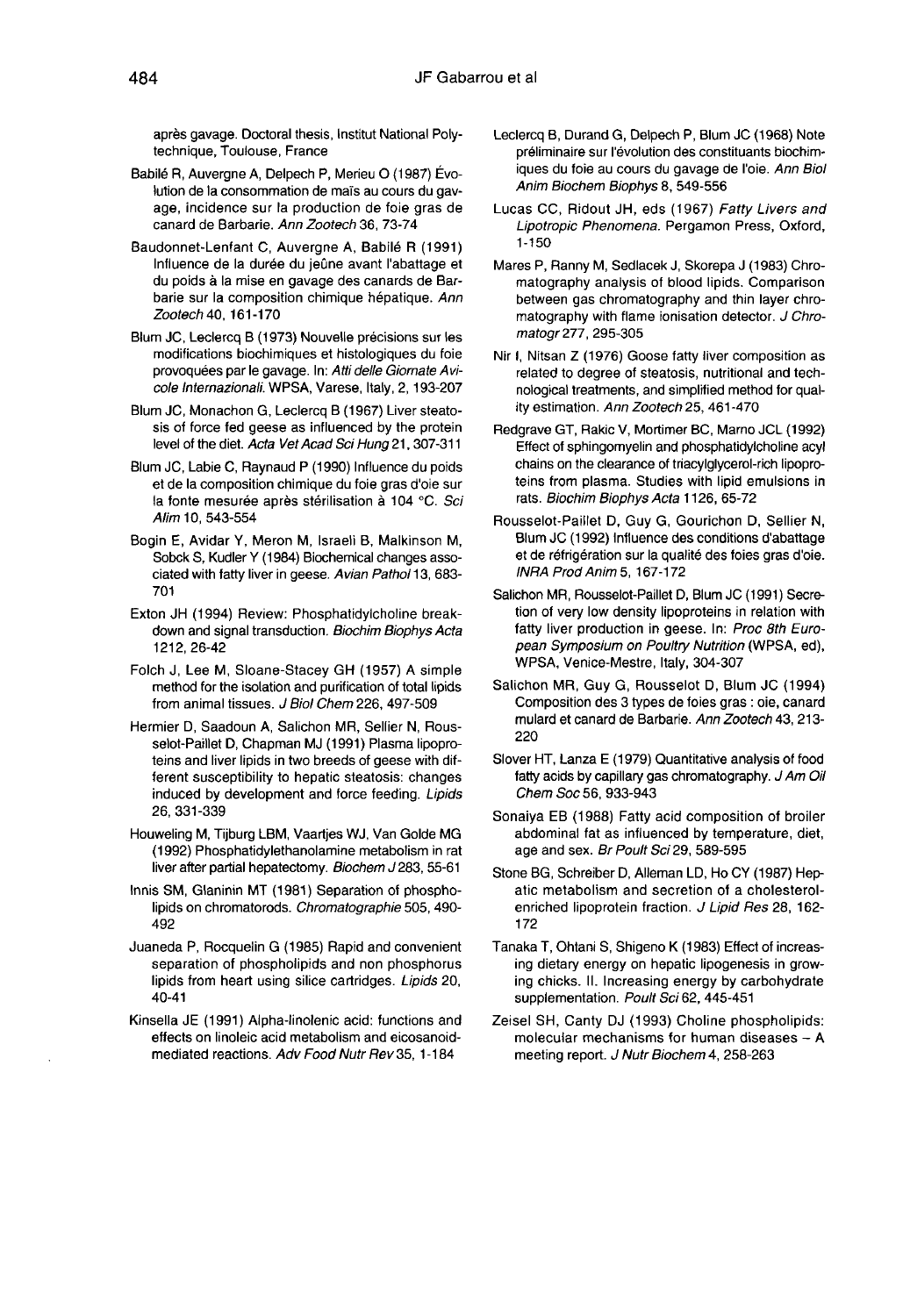après gavage. Doctoral thesis, Institut National Polytechnique, Toulouse, France

Babilé R, Auvergne A, Delpech P, Merieu O (1987) Évolution de la consommation de maïs au cours du gavage, incidence sur la production de foie gras de canard de Barbarie. *Ann Zootech* 36, 73-74

Baudonnet-Lenfant C, Auvergne A, Babilé R (1991) Influence de la durée du jeûne avant l'abattage et du poids à la mise en gavage des canards de Barbarie sur la composition chimique hépatique. *Ann Zootech* 40, 161-170

Blum JC, Leclercq B (1973) Nouvelle précisions sur les modifications biochimiques et histologiques du foie provoquées par le gavage. In: *Atti delle Giornate Avicole Internazionali*. WPSA, Varese, Italy, 2, 193-207

Blum JC, Monachon G, Leclercq B (1967) Liver steatosis of force fed geese as influenced by the protein level of the diet. *Acta Vet Acad Sci Hung* 21, 307-311

Blum JC, Labie C, Raynaud P (1990) Influence du poids et de la composition chimique du foie gras d'oie sur la fonte mesurée après stérilisation à 104 °C. *Sci Alim* 10, 543-554

Bogin E, Avidar Y, Meron M, Israeli B, Malkinson M, Sobck S, Kudler Y (1984) Biochemical changes associated with fatty liver in geese. *Avian Pathol* 13, 683-701

Exton JH (1994) Review: Phosphatidylcholine breakdown and signal transduction. *Biochim Biophys Acta* 1212, 26-42

Folch J, Lee M, Sloane-Stacey GH (1957) A simple method for the isolation and purification of total lipids from animal tissues. *J Biol Chem* 226, 497-509

Hermier D, Saadoun A, Salichon MR, Sellier N, Rousselot-Paillet D, Chapman MJ (1991) Plasma lipoproteins and liver lipids in two breeds of geese with different susceptibility to hepatic steatosis: changes induced by development and force feeding. *Lipids* 26, 331-339

Houweling M, Tijburg LBM, Vaartjes WJ, Van Golde MG (1992) Phosphatidylethanolamine metabolism in rat liver after partial hepatectomy. *Biochem J* 283, 55-61

Innis SM, Glaninin MT (1981) Separation of phospholipids on chromatorods. *Chromatographie* 505, 490-492

Juaneda P, Rocquelin G (1985) Rapid and convenient separation of phospholipids and non phosphorus lipids from heart using silice cartridges. *Lipids* 20, 40-41

Kinsella JE (1991) Alpha-linolenic acid: functions and effects on linoleic acid metabolism and eicosanoid-mediated reactions. *Adv Food Nutr Rev* 35, 1-184

Leclercq B, Durand G, Delpech P, Blum JC (1968) Note préliminaire sur l'évolution des constituants biochimiques du foie au cours du gavage de l'oie. *Ann Biol Anim Biochem Biophys* 8, 549-556

Lucas CC, Ridout JH, eds (1967) *Fatty Livers and Lipotropic Phenomena*. Pergamon Press, Oxford, 1-150

Mares P, Ranny M, Sedlacek J, Skorepa J (1983) Chromatography analysis of blood lipids. Comparison between gas chromatography and thin layer chromatography with flame ionisation detector. *J Chromatogr* 277, 295-305

Nir I, Nitsan Z (1976) Goose fatty liver composition as related to degree of steatosis, nutritional and technological treatments, and simplified method for quality estimation. *Ann Zootech* 25, 461-470

Redgrave GT, Rakic V, Mortimer BC, Marno JCL (1992) Effect of sphingomyelin and phosphatidylcholine acyl chains on the clearance of triacylglycerol-rich lipoproteins from plasma. Studies with lipid emulsions in rats. *Biochim Biophys Acta* 1126, 65-72

Rousselot-Paillet D, Guy G, Gourichon D, Sellier N, Blum JC (1992) Influence des conditions d'abattage et de réfrigération sur la qualité des foies gras d'oie. *INRA Prod Anim* 5, 167-172

Salichon MR, Rousselot-Paillet D, Blum JC (1991) Secretion of very low density lipoproteins in relation with fatty liver production in geese. In: *Proc 8th European Symposium on Poultry Nutrition* (WPSA, ed), WPSA, Venice-Mestre, Italy, 304-307

Salichon MR, Guy G, Rousselot D, Blum JC (1994) Composition des 3 types de foies gras : oie, canard mulard et canard de Barbarie. *Ann Zootech* 43, 213-220

Slover HT, Lanza E (1979) Quantitative analysis of food fatty acids by capillary gas chromatography. *J Am Oil Chem Soc* 56, 933-943

Sonaiya EB (1988) Fatty acid composition of broiler abdominal fat as influenced by temperature, diet, age and sex. *Br Poult Sci* 29, 589-595

Stone BG, Schreiber D, Alleman LD, Ho CY (1987) Hepatic metabolism and secretion of a cholesterol-enriched lipoprotein fraction. *J Lipid Res* 28, 162-172

Tanaka T, Ohtani S, Shigeno K (1983) Effect of increasing dietary energy on hepatic lipogenesis in growing chicks. II. Increasing energy by carbohydrate supplementation. *Poult Sci* 62, 445-451

Zeisel SH, Canty DJ (1993) Choline phospholipids: molecular mechanisms for human diseases – A meeting report. *J Nutr Biochem* 4, 258-263